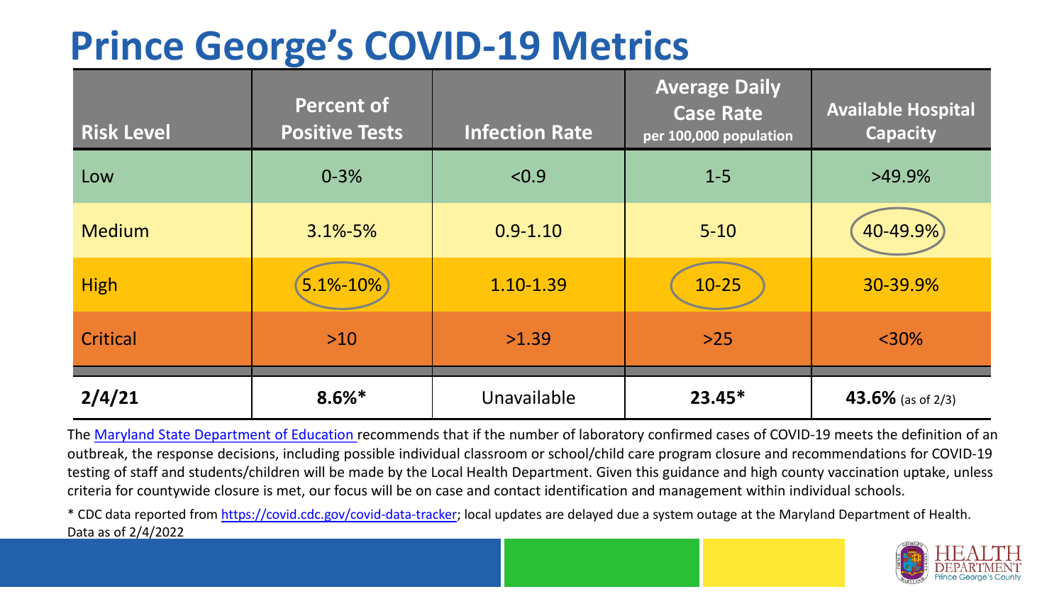# Prince George's COVID-19 Metrics

| Risk Level | Percent of Positive Tests | Infection Rate | Average Daily Case Rate per 100,000 population | Available Hospital Capacity |
|---|---|---|---|---|
| Low | 0-3% | <0.9 | 1-5 | >49.9% |
| Medium | 3.1%-5% | 0.9-1.10 | 5-10 | 40-49.9% |
| High | 5.1%-10% | 1.10-1.39 | 10-25 | 30-39.9% |
| Critical | >10 | >1.39 | >25 | <30% |
| **2/4/21** | **8.6%*** | Unavailable | **23.45*** | **43.6%** (as of 2/3) |

The Maryland State Department of Education recommends that if the number of laboratory confirmed cases of COVID-19 meets the definition of an outbreak, the response decisions, including possible individual classroom or school/child care program closure and recommendations for COVID-19 testing of staff and students/children will be made by the Local Health Department. Given this guidance and high county vaccination uptake, unless criteria for countywide closure is met, our focus will be on case and contact identification and management within individual schools.

* CDC data reported from https://covid.cdc.gov/covid-data-tracker; local updates are delayed due a system outage at the Maryland Department of Health. Data as of 2/4/2022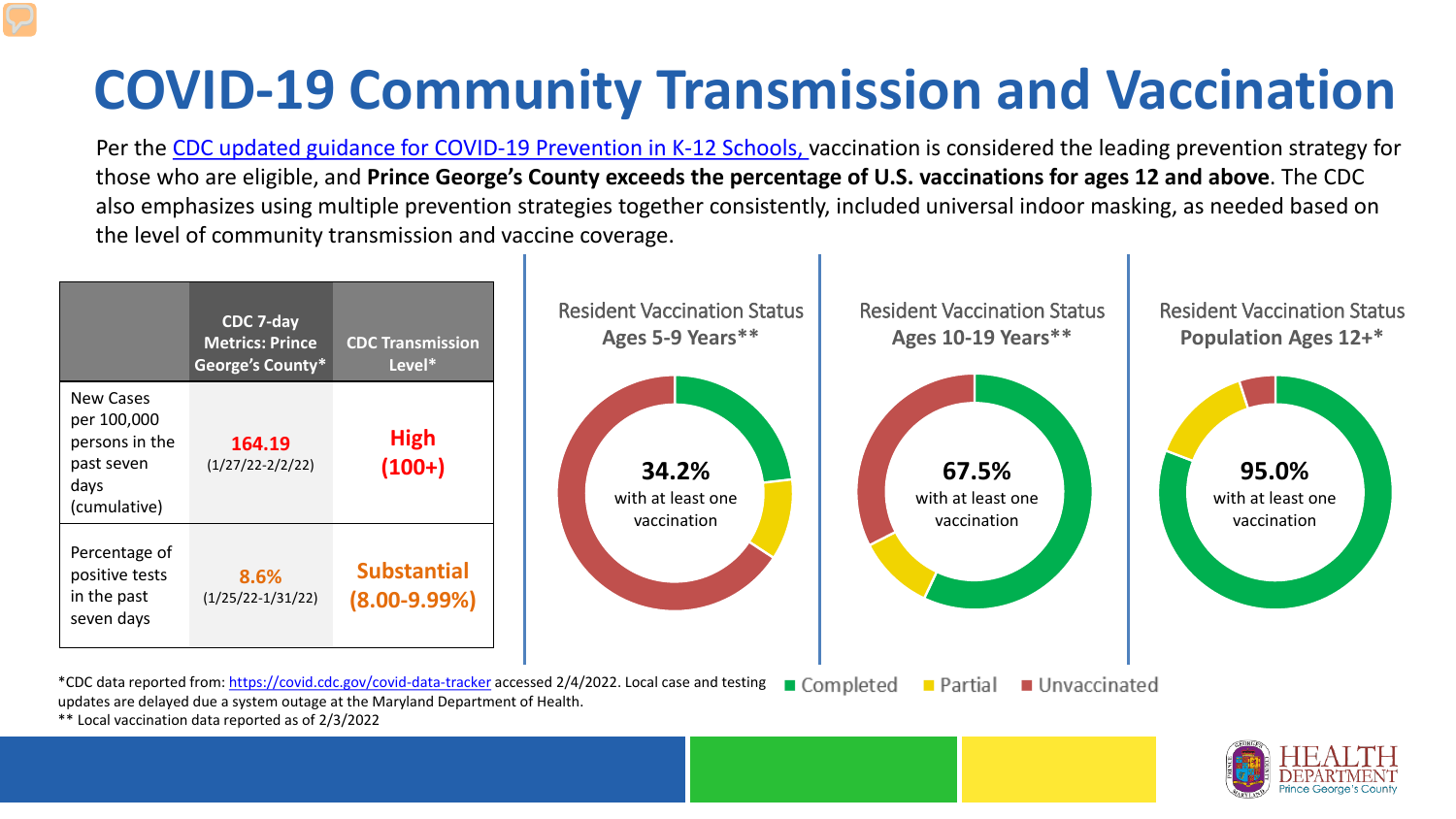# COVID-19 Community Transmission and Vaccination

Per the CDC updated guidance for COVID-19 Prevention in K-12 Schools, vaccination is considered the leading prevention strategy for those who are eligible, and **Prince George's County exceeds the percentage of U.S. vaccinations for ages 12 and above**. The CDC also emphasizes using multiple prevention strategies together consistently, included universal indoor masking, as needed based on the level of community transmission and vaccine coverage.

| | CDC 7-day Metrics: Prince George's County* | CDC Transmission Level* |
|---|---|---|
| New Cases per 100,000 persons in the past seven days (cumulative) | **164.19** (1/27/22-2/2/22) | **High (100+)** |
| Percentage of positive tests in the past seven days | **8.6%** (1/25/22-1/31/22) | **Substantial (8.00-9.99%)** |

**Resident Vaccination Status Ages 5-9 Years****

**34.2%** with at least one vaccination

**Resident Vaccination Status Ages 10-19 Years****

**67.5%** with at least one vaccination

**Resident Vaccination Status Population Ages 12+***

**95.0%** with at least one vaccination

■ Completed ■ Partial ■ Unvaccinated

*CDC data reported from: https://covid.cdc.gov/covid-data-tracker accessed 2/4/2022. Local case and testing updates are delayed due a system outage at the Maryland Department of Health.

** Local vaccination data reported as of 2/3/2022

HEALTH DEPARTMENT Prince George's County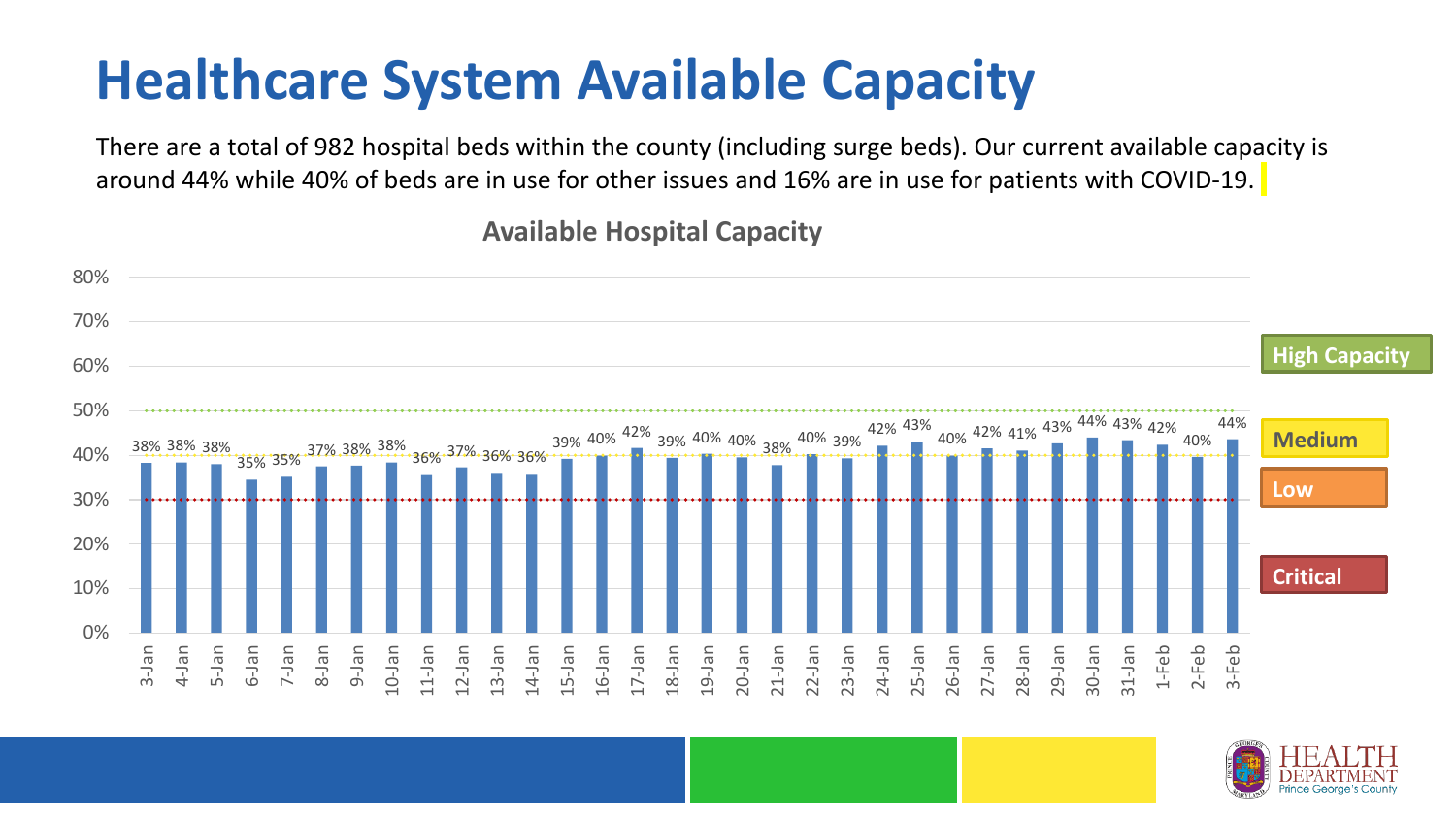# Healthcare System Available Capacity

There are a total of 982 hospital beds within the county (including surge beds). Our current available capacity is around 44% while 40% of beds are in use for other issues and 16% are in use for patients with COVID-19.

Available Hospital Capacity

80%
70%
60%
50%
40%
30%
20%
10%
0%

38% 38% 38% 35% 35% 37% 38% 38% 36% 37% 36% 36% 39% 40% 42% 39% 40% 40% 38% 40% 39% 42% 43% 40% 42% 41% 43% 44% 43% 42% 40% 44%

3-Jan 4-Jan 5-Jan 6-Jan 7-Jan 8-Jan 9-Jan 10-Jan 11-Jan 12-Jan 13-Jan 14-Jan 15-Jan 16-Jan 17-Jan 18-Jan 19-Jan 20-Jan 21-Jan 22-Jan 23-Jan 24-Jan 25-Jan 26-Jan 27-Jan 28-Jan 29-Jan 30-Jan 31-Jan 1-Feb 2-Feb 3-Feb

High Capacity
Medium
Low
Critical

HEALTH DEPARTMENT
Prince George's County